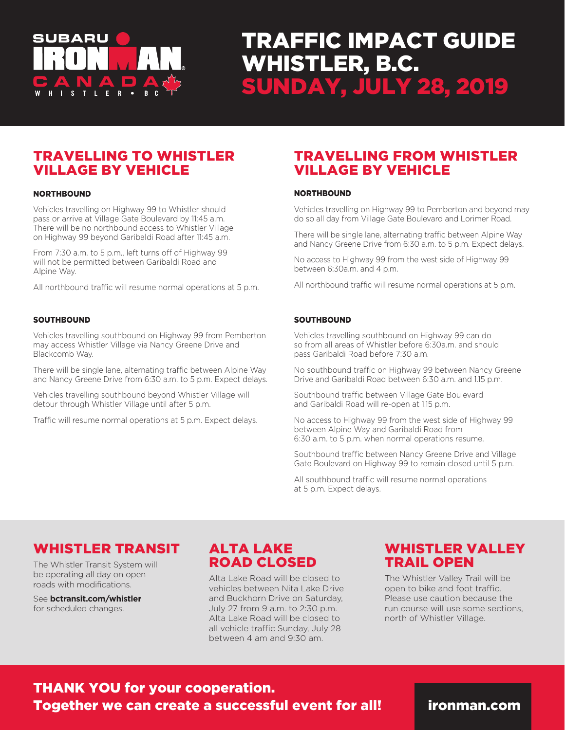# TRAFFIC IMPACT GUIDE WHISTLER, B.C. SUNDAY, JULY 28, 2019

SUBARU IRONMAN CANADA WHISTLER • BC

## TRAVELLING TO WHISTLER VILLAGE BY VEHICLE

### NORTHBOUND

Vehicles travelling on Highway 99 to Whistler should pass or arrive at Village Gate Boulevard by 11:45 a.m. There will be no northbound access to Whistler Village on Highway 99 beyond Garibaldi Road after 11:45 a.m.

From 7:30 a.m. to 5 p.m., left turns off of Highway 99 will not be permitted between Garibaldi Road and Alpine Way.

All northbound traffic will resume normal operations at 5 p.m.

### SOUTHBOUND

Vehicles travelling southbound on Highway 99 from Pemberton may access Whistler Village via Nancy Greene Drive and Blackcomb Way.

There will be single lane, alternating traffic between Alpine Way and Nancy Greene Drive from 6:30 a.m. to 5 p.m. Expect delays.

Vehicles travelling southbound beyond Whistler Village will detour through Whistler Village until after 5 p.m.

Traffic will resume normal operations at 5 p.m. Expect delays.

## TRAVELLING FROM WHISTLER VILLAGE BY VEHICLE

### NORTHBOUND

Vehicles travelling on Highway 99 to Pemberton and beyond may do so all day from Village Gate Boulevard and Lorimer Road.

There will be single lane, alternating traffic between Alpine Way and Nancy Greene Drive from 6:30 a.m. to 5 p.m. Expect delays.

No access to Highway 99 from the west side of Highway 99 between 6:30a.m. and 4 p.m.

All northbound traffic will resume normal operations at 5 p.m.

### SOUTHBOUND

Vehicles travelling southbound on Highway 99 can do so from all areas of Whistler before 6:30a.m. and should pass Garibaldi Road before 7:30 a.m.

No southbound traffic on Highway 99 between Nancy Greene Drive and Garibaldi Road between 6:30 a.m. and 1:15 p.m.

Southbound traffic between Village Gate Boulevard and Garibaldi Road will re-open at 1:15 p.m.

No access to Highway 99 from the west side of Highway 99 between Alpine Way and Garibaldi Road from 6:30 a.m. to 5 p.m. when normal operations resume.

Southbound traffic between Nancy Greene Drive and Village Gate Boulevard on Highway 99 to remain closed until 5 p.m.

All southbound traffic will resume normal operations at 5 p.m. Expect delays.

## WHISTLER TRANSIT

The Whistler Transit System will be operating all day on open roads with modifications.

See **bctransit.com/whistler** for scheduled changes.

## ALTA LAKE ROAD CLOSED

Alta Lake Road will be closed to vehicles between Nita Lake Drive and Buckhorn Drive on Saturday, July 27 from 9 a.m. to 2:30 p.m. Alta Lake Road will be closed to all vehicle traffic Sunday, July 28 between 4 am and 9:30 am.

## WHISTLER VALLEY TRAIL OPEN

The Whistler Valley Trail will be open to bike and foot traffic. Please use caution because the run course will use some sections, north of Whistler Village.

**THANK YOU for your cooperation.**
**Together we can create a successful event for all!**

**ironman.com**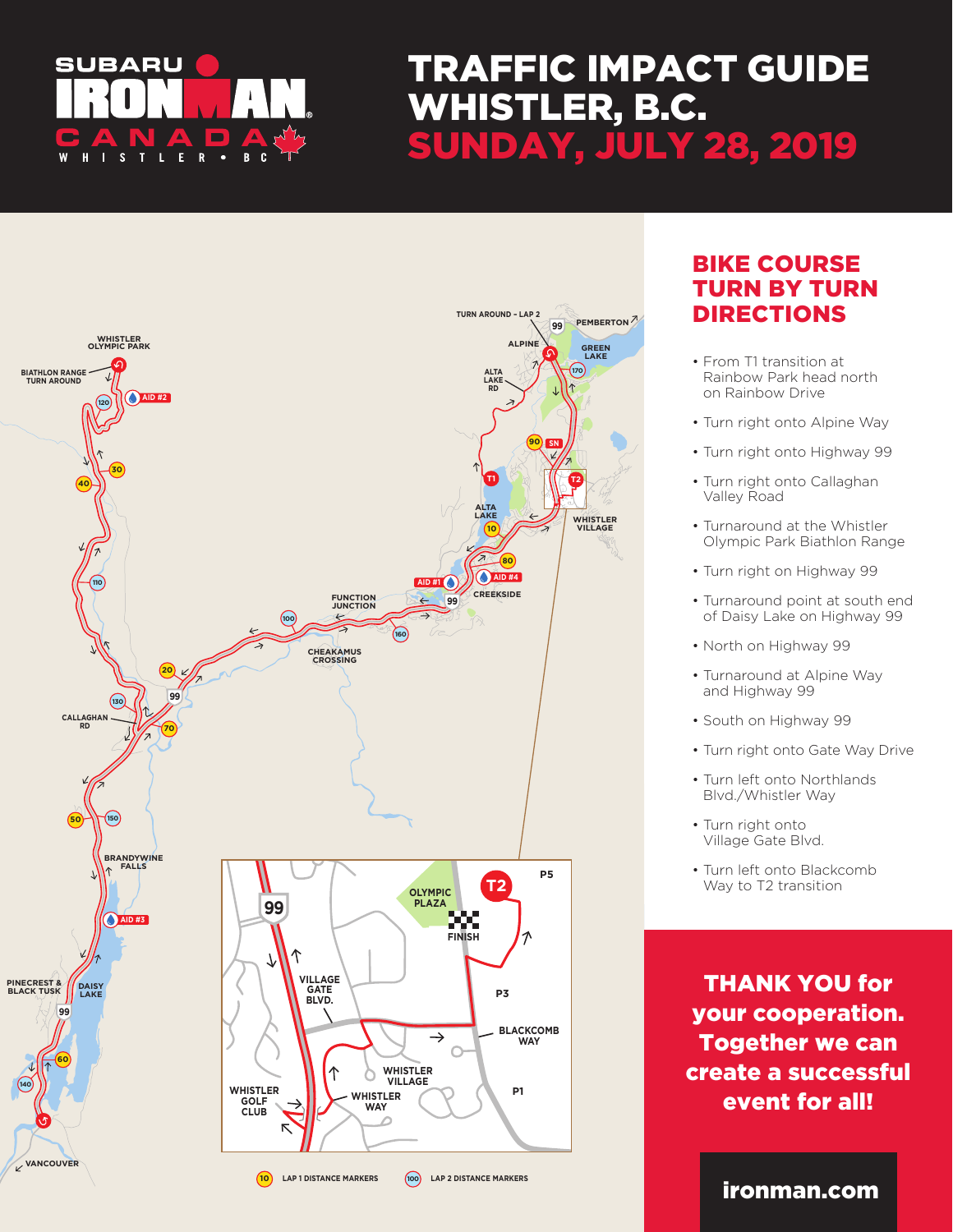# TRAFFIC IMPACT GUIDE WHISTLER, B.C.

## SUNDAY, JULY 28, 2019

SUBARU IRONMAN CANADA
WHISTLER • BC

WHISTLER OLYMPIC PARK
BIATHLON RANGE TURN AROUND
AID #2
120
30
40
110
20
130
99
CALLAGHAN RD
70
50
150
BRANDYWINE FALLS
AID #3
PINECREST & BLACK TUSK
DAISY LAKE
99
60
140
VANCOUVER
TURN AROUND - LAP 2
99
PEMBERTON
ALPINE
GREEN LAKE
170
ALTA LAKE RD
90
SN
T1
T2
ALTA LAKE
10
WHISTLER VILLAGE
80
AID #1
AID #4
99
CREEKSIDE
FUNCTION JUNCTION
100
160
CHEAKAMUS CROSSING

99
OLYMPIC PLAZA
T2
P5
FINISH
VILLAGE GATE BLVD.
P3
BLACKCOMB WAY
WHISTLER VILLAGE
P1
WHISTLER GOLF CLUB
WHISTLER WAY

10 LAP 1 DISTANCE MARKERS
100 LAP 2 DISTANCE MARKERS

## BIKE COURSE TURN BY TURN DIRECTIONS

- From T1 transition at Rainbow Park head north on Rainbow Drive
- Turn right onto Alpine Way
- Turn right onto Highway 99
- Turn right onto Callaghan Valley Road
- Turnaround at the Whistler Olympic Park Biathlon Range
- Turn right on Highway 99
- Turnaround point at south end of Daisy Lake on Highway 99
- North on Highway 99
- Turnaround at Alpine Way and Highway 99
- South on Highway 99
- Turn right onto Gate Way Drive
- Turn left onto Northlands Blvd./Whistler Way
- Turn right onto Village Gate Blvd.
- Turn left onto Blackcomb Way to T2 transition

**THANK YOU for your cooperation. Together we can create a successful event for all!**

**ironman.com**